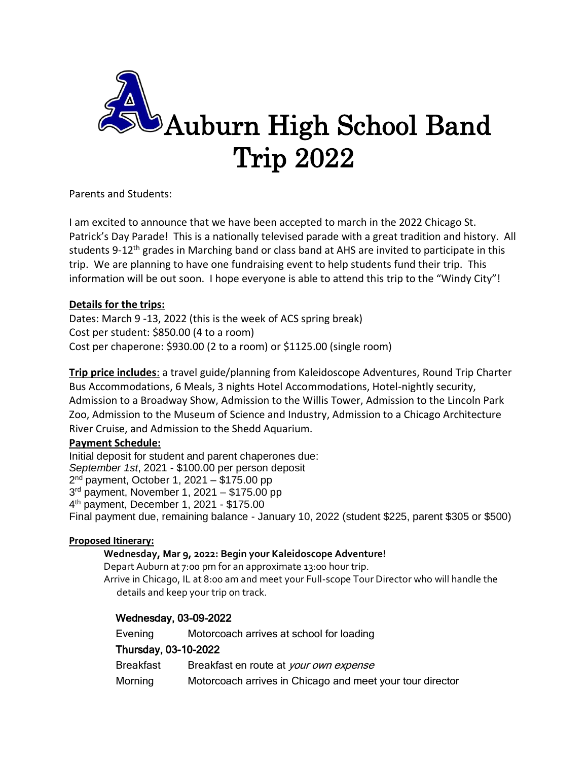# Auburn High School Band Trip 2022

Parents and Students:

I am excited to announce that we have been accepted to march in the 2022 Chicago St. Patrick's Day Parade! This is a nationally televised parade with a great tradition and history. All students 9-12th grades in Marching band or class band at AHS are invited to participate in this trip. We are planning to have one fundraising event to help students fund their trip. This information will be out soon. I hope everyone is able to attend this trip to the "Windy City"!

**Details for the trips:**

Dates: March 9 -13, 2022 (this is the week of ACS spring break)
Cost per student: $850.00 (4 to a room)
Cost per chaperone: $930.00 (2 to a room) or $1125.00 (single room)

**Trip price includes**: a travel guide/planning from Kaleidoscope Adventures, Round Trip Charter Bus Accommodations, 6 Meals, 3 nights Hotel Accommodations, Hotel-nightly security, Admission to a Broadway Show, Admission to the Willis Tower, Admission to the Lincoln Park Zoo, Admission to the Museum of Science and Industry, Admission to a Chicago Architecture River Cruise, and Admission to the Shedd Aquarium.

**Payment Schedule:**

Initial deposit for student and parent chaperones due:
*September 1st*, 2021 - $100.00 per person deposit
2nd payment, October 1, 2021 – $175.00 pp
3rd payment, November 1, 2021 – $175.00 pp
4th payment, December 1, 2021 - $175.00
Final payment due, remaining balance - January 10, 2022 (student $225, parent $305 or $500)

**Proposed Itinerary:**

**Wednesday, Mar 9, 2022: Begin your Kaleidoscope Adventure!**

Depart Auburn at 7:00 pm for an approximate 13:00 hour trip.
Arrive in Chicago, IL at 8:00 am and meet your Full-scope Tour Director who will handle the details and keep your trip on track.

### Wednesday, 03-09-2022

| | |
|---|---|
| Evening | Motorcoach arrives at school for loading |

### Thursday, 03-10-2022

| | |
|---|---|
| Breakfast | Breakfast en route at *your own expense* |
| Morning | Motorcoach arrives in Chicago and meet your tour director |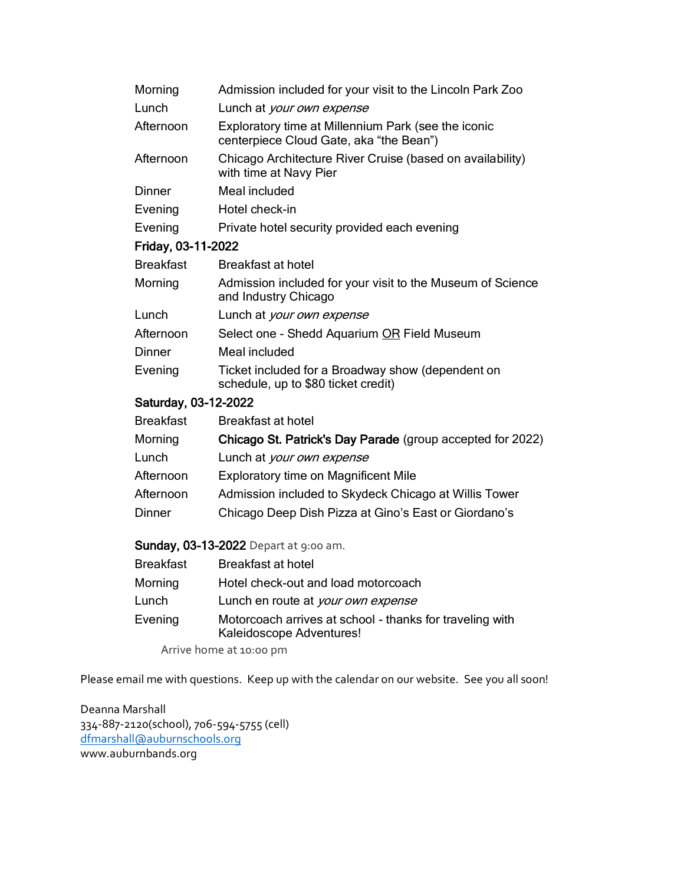| | |
|---|---|
| Morning | Admission included for your visit to the Lincoln Park Zoo |
| Lunch | Lunch at *your own expense* |
| Afternoon | Exploratory time at Millennium Park (see the iconic centerpiece Cloud Gate, aka "the Bean") |
| Afternoon | Chicago Architecture River Cruise (based on availability) with time at Navy Pier |
| Dinner | Meal included |
| Evening | Hotel check-in |
| Evening | Private hotel security provided each evening |

**Friday, 03-11-2022**

| | |
|---|---|
| Breakfast | Breakfast at hotel |
| Morning | Admission included for your visit to the Museum of Science and Industry Chicago |
| Lunch | Lunch at *your own expense* |
| Afternoon | Select one - Shedd Aquarium <u>OR</u> Field Museum |
| Dinner | Meal included |
| Evening | Ticket included for a Broadway show (dependent on schedule, up to $80 ticket credit) |

**Saturday, 03-12-2022**

| | |
|---|---|
| Breakfast | Breakfast at hotel |
| Morning | **Chicago St. Patrick's Day Parade** (group accepted for 2022) |
| Lunch | Lunch at *your own expense* |
| Afternoon | Exploratory time on Magnificent Mile |
| Afternoon | Admission included to Skydeck Chicago at Willis Tower |
| Dinner | Chicago Deep Dish Pizza at Gino's East or Giordano's |

**Sunday, 03-13-2022** Depart at 9:00 am.

| | |
|---|---|
| Breakfast | Breakfast at hotel |
| Morning | Hotel check-out and load motorcoach |
| Lunch | Lunch en route at *your own expense* |
| Evening | Motorcoach arrives at school - thanks for traveling with Kaleidoscope Adventures! |

Arrive home at 10:00 pm

Please email me with questions. Keep up with the calendar on our website. See you all soon!

Deanna Marshall
334-887-2120(school), 706-594-5755 (cell)
dfmarshall@auburnschools.org
www.auburnbands.org